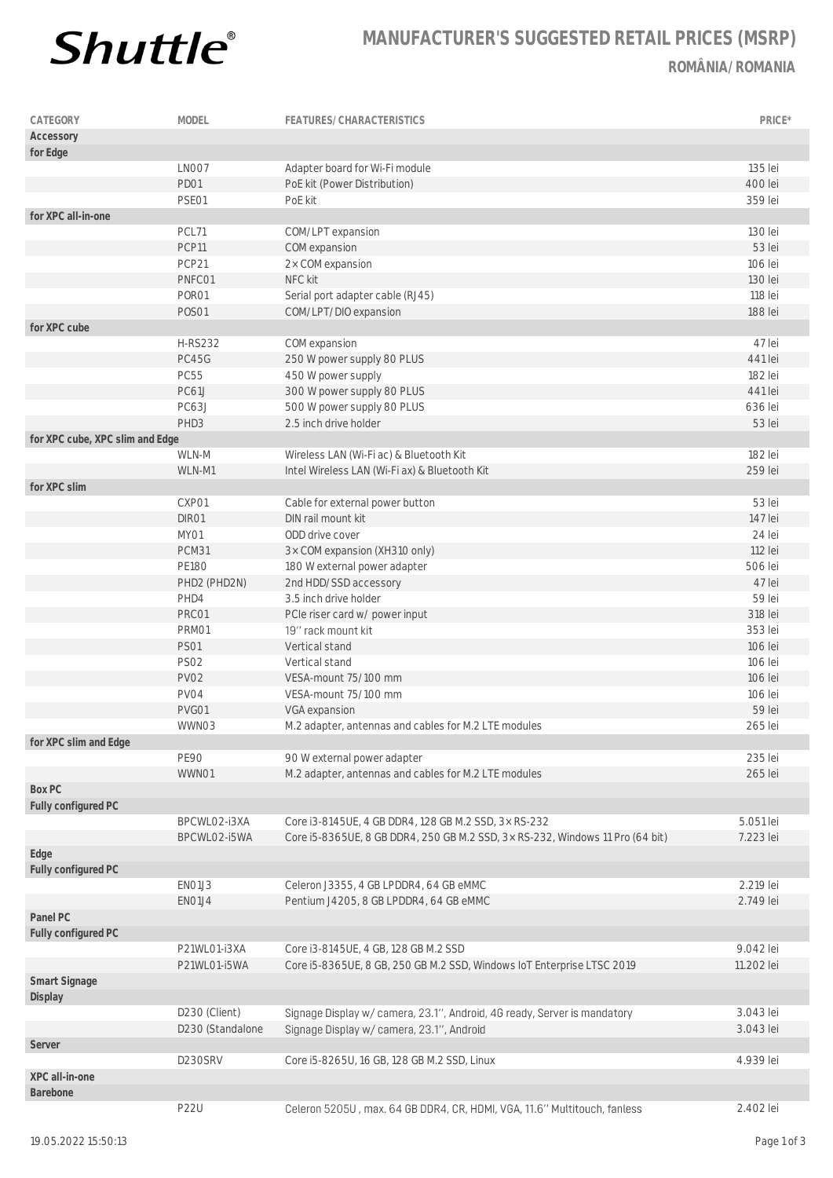# MANUFACTURER'S SUGGESTED RETAIL PRICES (MSRP)

## ROMÂNIA/ ROMANIA

| CATEGORY | MODEL | FEATURES/ CHARACTERISTICS | PRICE* |
|---|---|---|---|
| **Accessory** | | | |
| **for Edge** | | | |
| | LN007 | Adapter board for Wi-Fi module | 135 lei |
| | PD01 | PoE kit (Power Distribution) | 400 lei |
| | PSE01 | PoE kit | 359 lei |
| **for XPC all-in-one** | | | |
| | PCL71 | COM/LPT expansion | 130 lei |
| | PCP11 | COM expansion | 53 lei |
| | PCP21 | 2× COM expansion | 106 lei |
| | PNFC01 | NFC kit | 130 lei |
| | POR01 | Serial port adapter cable (RJ45) | 118 lei |
| | POS01 | COM/LPT/DIO expansion | 188 lei |
| **for XPC cube** | | | |
| | H-RS232 | COM expansion | 47 lei |
| | PC45G | 250 W power supply 80 PLUS | 441 lei |
| | PC55 | 450 W power supply | 182 lei |
| | PC61J | 300 W power supply 80 PLUS | 441 lei |
| | PC63J | 500 W power supply 80 PLUS | 636 lei |
| | PHD3 | 2.5 inch drive holder | 53 lei |
| **for XPC cube, XPC slim and Edge** | | | |
| | WLN-M | Wireless LAN (Wi-Fi ac) & Bluetooth Kit | 182 lei |
| | WLN-M1 | Intel Wireless LAN (Wi-Fi ax) & Bluetooth Kit | 259 lei |
| **for XPC slim** | | | |
| | CXP01 | Cable for external power button | 53 lei |
| | DIR01 | DIN rail mount kit | 147 lei |
| | MY01 | ODD drive cover | 24 lei |
| | PCM31 | 3× COM expansion (XH310 only) | 112 lei |
| | PE180 | 180 W external power adapter | 506 lei |
| | PHD2 (PHD2N) | 2nd HDD/SSD accessory | 47 lei |
| | PHD4 | 3.5 inch drive holder | 59 lei |
| | PRC01 | PCIe riser card w/ power input | 318 lei |
| | PRM01 | 19'' rack mount kit | 353 lei |
| | PS01 | Vertical stand | 106 lei |
| | PS02 | Vertical stand | 106 lei |
| | PV02 | VESA-mount 75/100 mm | 106 lei |
| | PV04 | VESA-mount 75/100 mm | 106 lei |
| | PVG01 | VGA expansion | 59 lei |
| | WWN03 | M.2 adapter, antennas and cables for M.2 LTE modules | 265 lei |
| **for XPC slim and Edge** | | | |
| | PE90 | 90 W external power adapter | 235 lei |
| | WWN01 | M.2 adapter, antennas and cables for M.2 LTE modules | 265 lei |
| **Box PC** | | | |
| **Fully configured PC** | | | |
| | BPCWL02-i3XA | Core i3-8145UE, 4 GB DDR4, 128 GB M.2 SSD, 3× RS-232 | 5.051 lei |
| | BPCWL02-i5WA | Core i5-8365UE, 8 GB DDR4, 250 GB M.2 SSD, 3× RS-232, Windows 11 Pro (64 bit) | 7.223 lei |
| **Edge** | | | |
| **Fully configured PC** | | | |
| | EN01J3 | Celeron J3355, 4 GB LPDDR4, 64 GB eMMC | 2.219 lei |
| | EN01J4 | Pentium J4205, 8 GB LPDDR4, 64 GB eMMC | 2.749 lei |
| **Panel PC** | | | |
| **Fully configured PC** | | | |
| | P21WL01-i3XA | Core i3-8145UE, 4 GB, 128 GB M.2 SSD | 9.042 lei |
| | P21WL01-i5WA | Core i5-8365UE, 8 GB, 250 GB M.2 SSD, Windows IoT Enterprise LTSC 2019 | 11.202 lei |
| **Smart Signage** | | | |
| **Display** | | | |
| | D230 (Client) | Signage Display w/ camera, 23.1'', Android, 4G ready, Server is mandatory | 3.043 lei |
| | D230 (Standalone | Signage Display w/ camera, 23.1'', Android | 3.043 lei |
| **Server** | | | |
| | D230SRV | Core i5-8265U, 16 GB, 128 GB M.2 SSD, Linux | 4.939 lei |
| **XPC all-in-one** | | | |
| **Barebone** | | | |
| | P22U | Celeron 5205U , max. 64 GB DDR4, CR, HDMI, VGA, 11.6'' Multitouch, fanless | 2.402 lei |

19.05.2022 15:50:13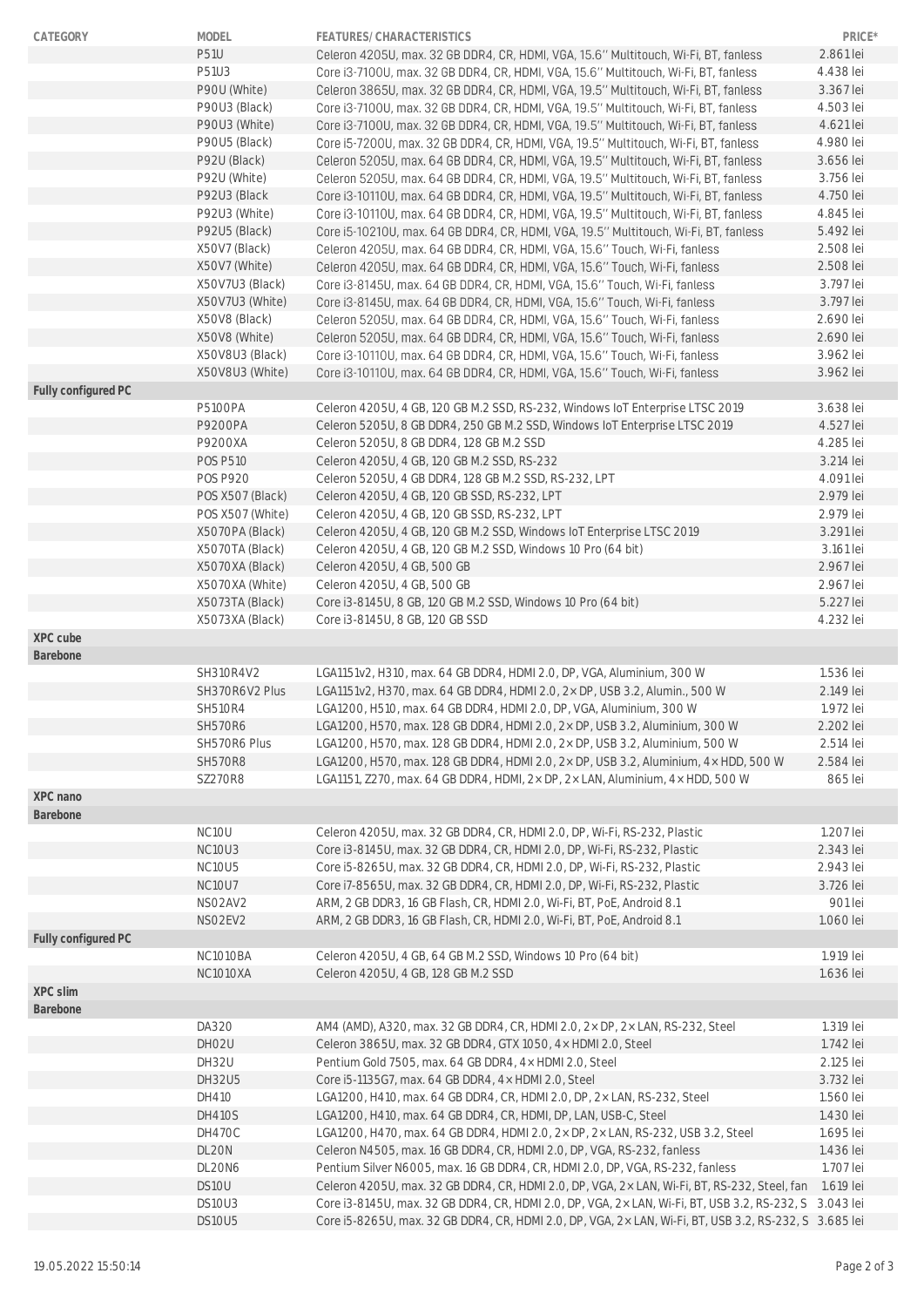| CATEGORY | MODEL | FEATURES/ CHARACTERISTICS | PRICE* |
|---|---|---|---|
| | P51U | Celeron 4205U, max. 32 GB DDR4, CR, HDMI, VGA, 15.6'' Multitouch, Wi-Fi, BT, fanless | 2.861 lei |
| | P51U3 | Core i3-7100U, max. 32 GB DDR4, CR, HDMI, VGA, 15.6'' Multitouch, Wi-Fi, BT, fanless | 4.438 lei |
| | P90U (White) | Celeron 3865U, max. 32 GB DDR4, CR, HDMI, VGA, 19.5'' Multitouch, Wi-Fi, BT, fanless | 3.367 lei |
| | P90U3 (Black) | Core i3-7100U, max. 32 GB DDR4, CR, HDMI, VGA, 19.5'' Multitouch, Wi-Fi, BT, fanless | 4.503 lei |
| | P90U3 (White) | Core i3-7100U, max. 32 GB DDR4, CR, HDMI, VGA, 19.5'' Multitouch, Wi-Fi, BT, fanless | 4.621 lei |
| | P90U5 (Black) | Core i5-7200U, max. 32 GB DDR4, CR, HDMI, VGA, 19.5'' Multitouch, Wi-Fi, BT, fanless | 4.980 lei |
| | P92U (Black) | Celeron 5205U, max. 64 GB DDR4, CR, HDMI, VGA, 19.5'' Multitouch, Wi-Fi, BT, fanless | 3.656 lei |
| | P92U (White) | Celeron 5205U, max. 64 GB DDR4, CR, HDMI, VGA, 19.5'' Multitouch, Wi-Fi, BT, fanless | 3.756 lei |
| | P92U3 (Black | Core i3-10110U, max. 64 GB DDR4, CR, HDMI, VGA, 19.5'' Multitouch, Wi-Fi, BT, fanless | 4.750 lei |
| | P92U3 (White) | Core i3-10110U, max. 64 GB DDR4, CR, HDMI, VGA, 19.5'' Multitouch, Wi-Fi, BT, fanless | 4.845 lei |
| | P92U5 (Black) | Core i5-10210U, max. 64 GB DDR4, CR, HDMI, VGA, 19.5'' Multitouch, Wi-Fi, BT, fanless | 5.492 lei |
| | X50V7 (Black) | Celeron 4205U, max. 64 GB DDR4, CR, HDMI, VGA, 15.6'' Touch, Wi-Fi, fanless | 2.508 lei |
| | X50V7 (White) | Celeron 4205U, max. 64 GB DDR4, CR, HDMI, VGA, 15.6'' Touch, Wi-Fi, fanless | 2.508 lei |
| | X50V7U3 (Black) | Core i3-8145U, max. 64 GB DDR4, CR, HDMI, VGA, 15.6'' Touch, Wi-Fi, fanless | 3.797 lei |
| | X50V7U3 (White) | Core i3-8145U, max. 64 GB DDR4, CR, HDMI, VGA, 15.6'' Touch, Wi-Fi, fanless | 3.797 lei |
| | X50V8 (Black) | Celeron 5205U, max. 64 GB DDR4, CR, HDMI, VGA, 15.6'' Touch, Wi-Fi, fanless | 2.690 lei |
| | X50V8 (White) | Celeron 5205U, max. 64 GB DDR4, CR, HDMI, VGA, 15.6'' Touch, Wi-Fi, fanless | 2.690 lei |
| | X50V8U3 (Black) | Core i3-10110U, max. 64 GB DDR4, CR, HDMI, VGA, 15.6'' Touch, Wi-Fi, fanless | 3.962 lei |
| | X50V8U3 (White) | Core i3-10110U, max. 64 GB DDR4, CR, HDMI, VGA, 15.6'' Touch, Wi-Fi, fanless | 3.962 lei |
| **Fully configured PC** | | | |
| | P5100PA | Celeron 4205U, 4 GB, 120 GB M.2 SSD, RS-232, Windows IoT Enterprise LTSC 2019 | 3.638 lei |
| | P9200PA | Celeron 5205U, 8 GB DDR4, 250 GB M.2 SSD, Windows IoT Enterprise LTSC 2019 | 4.527 lei |
| | P9200XA | Celeron 5205U, 8 GB DDR4, 128 GB M.2 SSD | 4.285 lei |
| | POS P510 | Celeron 4205U, 4 GB, 120 GB M.2 SSD, RS-232 | 3.214 lei |
| | POS P920 | Celeron 5205U, 4 GB DDR4, 128 GB M.2 SSD, RS-232, LPT | 4.091 lei |
| | POS X507 (Black) | Celeron 4205U, 4 GB, 120 GB SSD, RS-232, LPT | 2.979 lei |
| | POS X507 (White) | Celeron 4205U, 4 GB, 120 GB SSD, RS-232, LPT | 2.979 lei |
| | X5070PA (Black) | Celeron 4205U, 4 GB, 120 GB M.2 SSD, Windows IoT Enterprise LTSC 2019 | 3.291 lei |
| | X5070TA (Black) | Celeron 4205U, 4 GB, 120 GB M.2 SSD, Windows 10 Pro (64 bit) | 3.161 lei |
| | X5070XA (Black) | Celeron 4205U, 4 GB, 500 GB | 2.967 lei |
| | X5070XA (White) | Celeron 4205U, 4 GB, 500 GB | 2.967 lei |
| | X5073TA (Black) | Core i3-8145U, 8 GB, 120 GB M.2 SSD, Windows 10 Pro (64 bit) | 5.227 lei |
| | X5073XA (Black) | Core i3-8145U, 8 GB, 120 GB SSD | 4.232 lei |
| **XPC cube** | | | |
| **Barebone** | | | |
| | SH310R4V2 | LGA1151v2, H310, max. 64 GB DDR4, HDMI 2.0, DP, VGA, Aluminium, 300 W | 1.536 lei |
| | SH370R6V2 Plus | LGA1151v2, H370, max. 64 GB DDR4, HDMI 2.0, 2 × DP, USB 3.2, Alumin., 500 W | 2.149 lei |
| | SH510R4 | LGA1200, H510, max. 64 GB DDR4, HDMI 2.0, DP, VGA, Aluminium, 300 W | 1.972 lei |
| | SH570R6 | LGA1200, H570, max. 128 GB DDR4, HDMI 2.0, 2 × DP, USB 3.2, Aluminium, 300 W | 2.202 lei |
| | SH570R6 Plus | LGA1200, H570, max. 128 GB DDR4, HDMI 2.0, 2 × DP, USB 3.2, Aluminium, 500 W | 2.514 lei |
| | SH570R8 | LGA1200, H570, max. 128 GB DDR4, HDMI 2.0, 2 × DP, USB 3.2, Aluminium, 4 × HDD, 500 W | 2.584 lei |
| | SZ270R8 | LGA1151, Z270, max. 64 GB DDR4, HDMI, 2 × DP, 2 × LAN, Aluminium, 4 × HDD, 500 W | 865 lei |
| **XPC nano** | | | |
| **Barebone** | | | |
| | NC10U | Celeron 4205U, max. 32 GB DDR4, CR, HDMI 2.0, DP, Wi-Fi, RS-232, Plastic | 1.207 lei |
| | NC10U3 | Core i3-8145U, max. 32 GB DDR4, CR, HDMI 2.0, DP, Wi-Fi, RS-232, Plastic | 2.343 lei |
| | NC10U5 | Core i5-8265U, max. 32 GB DDR4, CR, HDMI 2.0, DP, Wi-Fi, RS-232, Plastic | 2.943 lei |
| | NC10U7 | Core i7-8565U, max. 32 GB DDR4, CR, HDMI 2.0, DP, Wi-Fi, RS-232, Plastic | 3.726 lei |
| | NS02AV2 | ARM, 2 GB DDR3, 16 GB Flash, CR, HDMI 2.0, Wi-Fi, BT, PoE, Android 8.1 | 901 lei |
| | NS02EV2 | ARM, 2 GB DDR3, 16 GB Flash, CR, HDMI 2.0, Wi-Fi, BT, PoE, Android 8.1 | 1.060 lei |
| **Fully configured PC** | | | |
| | NC1010BA | Celeron 4205U, 4 GB, 64 GB M.2 SSD, Windows 10 Pro (64 bit) | 1.919 lei |
| | NC1010XA | Celeron 4205U, 4 GB, 128 GB M.2 SSD | 1.636 lei |
| **XPC slim** | | | |
| **Barebone** | | | |
| | DA320 | AM4 (AMD), A320, max. 32 GB DDR4, CR, HDMI 2.0, 2 × DP, 2 × LAN, RS-232, Steel | 1.319 lei |
| | DH02U | Celeron 3865U, max. 32 GB DDR4, GTX 1050, 4 × HDMI 2.0, Steel | 1.742 lei |
| | DH32U | Pentium Gold 7505, max. 64 GB DDR4, 4 × HDMI 2.0, Steel | 2.125 lei |
| | DH32U5 | Core i5-1135G7, max. 64 GB DDR4, 4 × HDMI 2.0, Steel | 3.732 lei |
| | DH410 | LGA1200, H410, max. 64 GB DDR4, CR, HDMI 2.0, DP, 2 × LAN, RS-232, Steel | 1.560 lei |
| | DH410S | LGA1200, H410, max. 64 GB DDR4, CR, HDMI, DP, LAN, USB-C, Steel | 1.430 lei |
| | DH470C | LGA1200, H470, max. 64 GB DDR4, HDMI 2.0, 2 × DP, 2 × LAN, RS-232, USB 3.2, Steel | 1.695 lei |
| | DL20N | Celeron N4505, max. 16 GB DDR4, CR, HDMI 2.0, DP, VGA, RS-232, fanless | 1.436 lei |
| | DL20N6 | Pentium Silver N6005, max. 16 GB DDR4, CR, HDMI 2.0, DP, VGA, RS-232, fanless | 1.707 lei |
| | DS10U | Celeron 4205U, max. 32 GB DDR4, CR, HDMI 2.0, DP, VGA, 2 × LAN, Wi-Fi, BT, RS-232, Steel, fan | 1.619 lei |
| | DS10U3 | Core i3-8145U, max. 32 GB DDR4, CR, HDMI 2.0, DP, VGA, 2 × LAN, Wi-Fi, BT, USB 3.2, RS-232, S | 3.043 lei |
| | DS10U5 | Core i5-8265U, max. 32 GB DDR4, CR, HDMI 2.0, DP, VGA, 2 × LAN, Wi-Fi, BT, USB 3.2, RS-232, S | 3.685 lei |

19.05.2022 15:50:14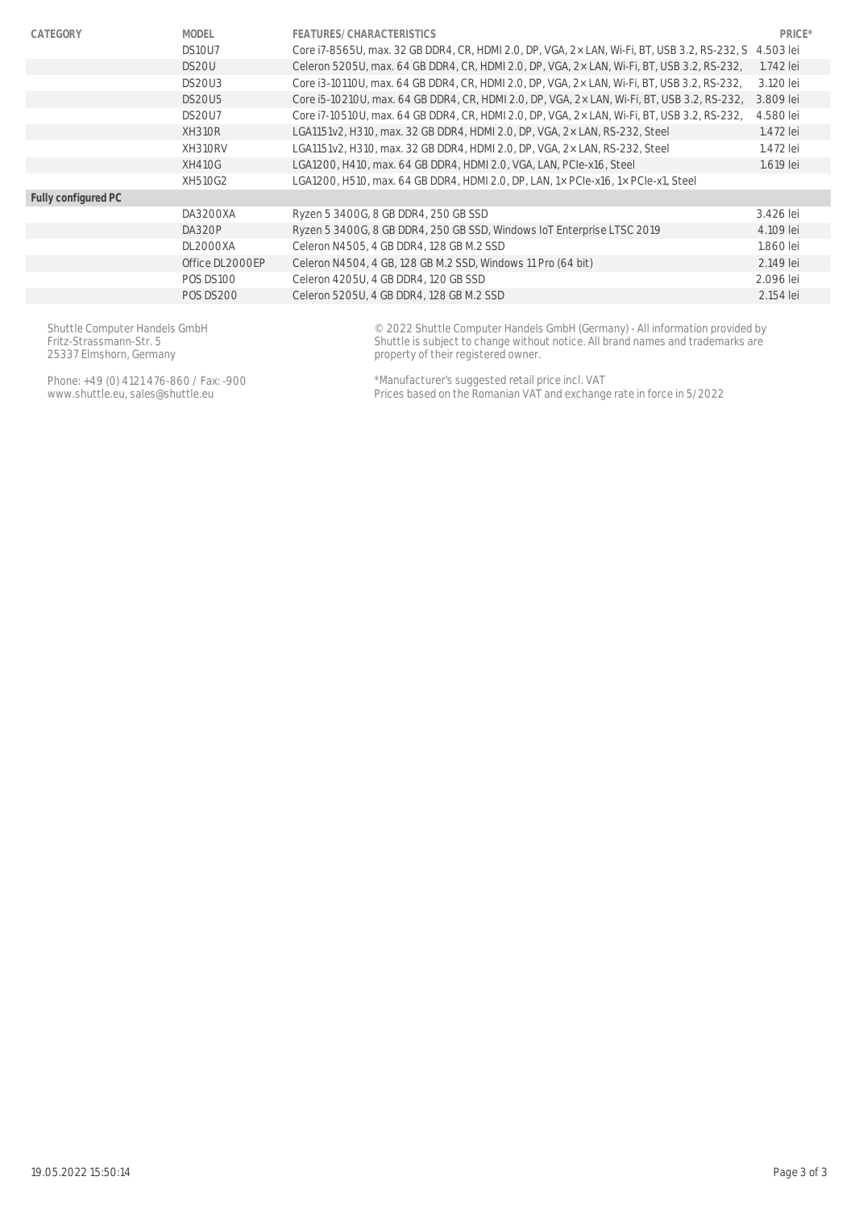| CATEGORY | MODEL | FEATURES/CHARACTERISTICS | PRICE* |
|---|---|---|---|
| | DS10U7 | Core i7-8565U, max. 32 GB DDR4, CR, HDMI 2.0, DP, VGA, 2× LAN, Wi-Fi, BT, USB 3.2, RS-232, S | 4.503 lei |
| | DS20U | Celeron 5205U, max. 64 GB DDR4, CR, HDMI 2.0, DP, VGA, 2× LAN, Wi-Fi, BT, USB 3.2, RS-232, | 1.742 lei |
| | DS20U3 | Core i3-10110U, max. 64 GB DDR4, CR, HDMI 2.0, DP, VGA, 2× LAN, Wi-Fi, BT, USB 3.2, RS-232, | 3.120 lei |
| | DS20U5 | Core i5-10210U, max. 64 GB DDR4, CR, HDMI 2.0, DP, VGA, 2× LAN, Wi-Fi, BT, USB 3.2, RS-232, | 3.809 lei |
| | DS20U7 | Core i7-10510U, max. 64 GB DDR4, CR, HDMI 2.0, DP, VGA, 2× LAN, Wi-Fi, BT, USB 3.2, RS-232, | 4.580 lei |
| | XH310R | LGA1151v2, H310, max. 32 GB DDR4, HDMI 2.0, DP, VGA, 2× LAN, RS-232, Steel | 1.472 lei |
| | XH310RV | LGA1151v2, H310, max. 32 GB DDR4, HDMI 2.0, DP, VGA, 2× LAN, RS-232, Steel | 1.472 lei |
| | XH410G | LGA1200, H410, max. 64 GB DDR4, HDMI 2.0, VGA, LAN, PCIe-x16, Steel | 1.619 lei |
| | XH510G2 | LGA1200, H510, max. 64 GB DDR4, HDMI 2.0, DP, LAN, 1× PCIe-x16, 1× PCIe-x1, Steel | |
| **Fully configured PC** | | | |
| | DA3200XA | Ryzen 5 3400G, 8 GB DDR4, 250 GB SSD | 3.426 lei |
| | DA320P | Ryzen 5 3400G, 8 GB DDR4, 250 GB SSD, Windows IoT Enterprise LTSC 2019 | 4.109 lei |
| | DL2000XA | Celeron N4505, 4 GB DDR4, 128 GB M.2 SSD | 1.860 lei |
| | Office DL2000EP | Celeron N4504, 4 GB, 128 GB M.2 SSD, Windows 11 Pro (64 bit) | 2.149 lei |
| | POS DS100 | Celeron 4205U, 4 GB DDR4, 120 GB SSD | 2.096 lei |
| | POS DS200 | Celeron 5205U, 4 GB DDR4, 128 GB M.2 SSD | 2.154 lei |

Shuttle Computer Handels GmbH
Fritz-Strassmann-Str. 5
25337 Elmshorn, Germany

Phone: +49 (0) 4121 476-860 / Fax: -900
www.shuttle.eu, sales@shuttle.eu

© 2022 Shuttle Computer Handels GmbH (Germany) - All information provided by Shuttle is subject to change without notice. All brand names and trademarks are property of their registered owner.

*Manufacturer's suggested retail price incl. VAT
Prices based on the Romanian VAT and exchange rate in force in 5/2022

19.05.2022 15:50:14